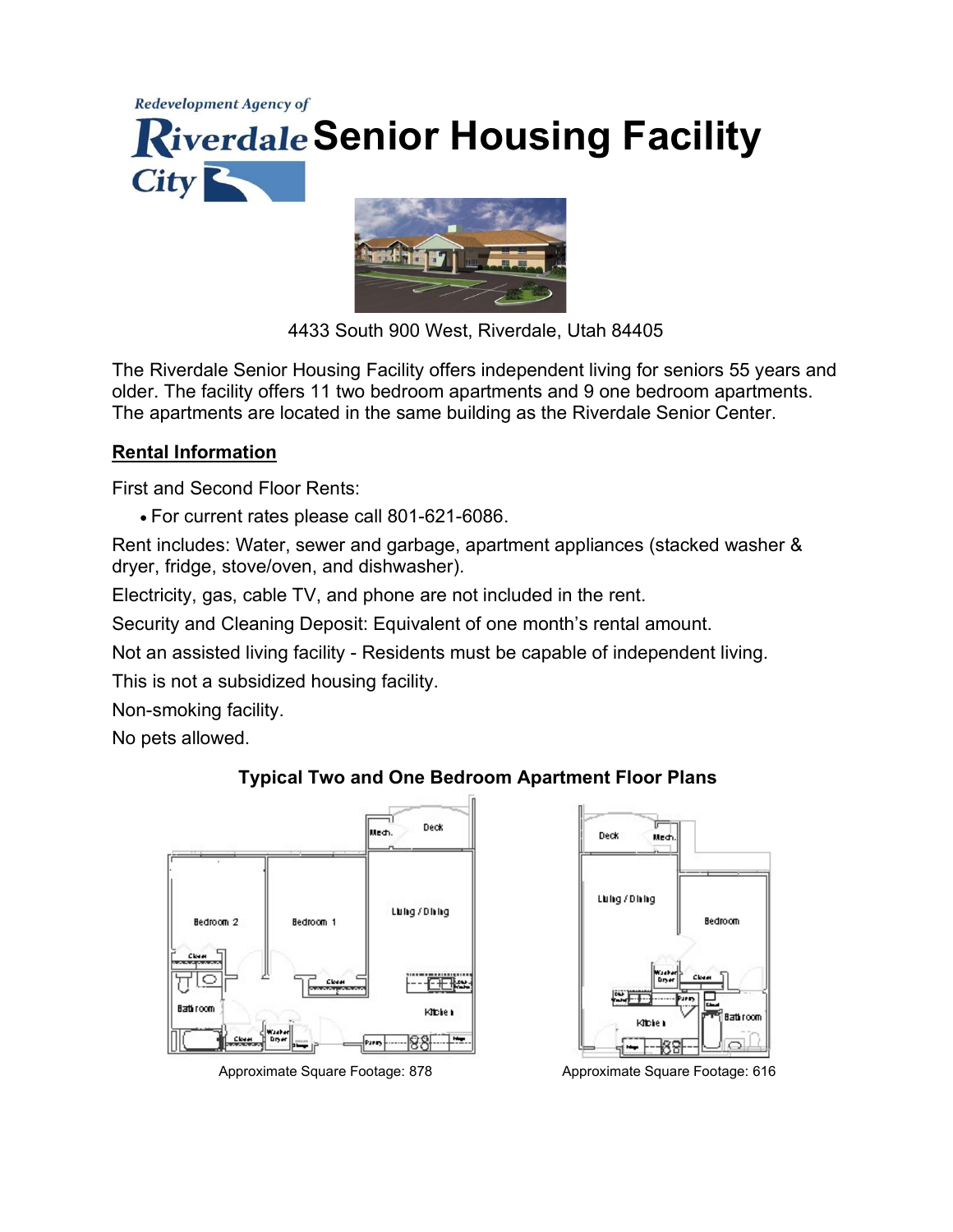Redevelopment Agency of Riverdale City

# Senior Housing Facility

4433 South 900 West, Riverdale, Utah 84405

The Riverdale Senior Housing Facility offers independent living for seniors 55 years and older. The facility offers 11 two bedroom apartments and 9 one bedroom apartments. The apartments are located in the same building as the Riverdale Senior Center.

## Rental Information

First and Second Floor Rents:

- For current rates please call 801-621-6086.

Rent includes: Water, sewer and garbage, apartment appliances (stacked washer & dryer, fridge, stove/oven, and dishwasher).

Electricity, gas, cable TV, and phone are not included in the rent.

Security and Cleaning Deposit: Equivalent of one month's rental amount.

Not an assisted living facility - Residents must be capable of independent living.

This is not a subsidized housing facility.

Non-smoking facility.

No pets allowed.

### Typical Two and One Bedroom Apartment Floor Plans

Approximate Square Footage: 878

Approximate Square Footage: 616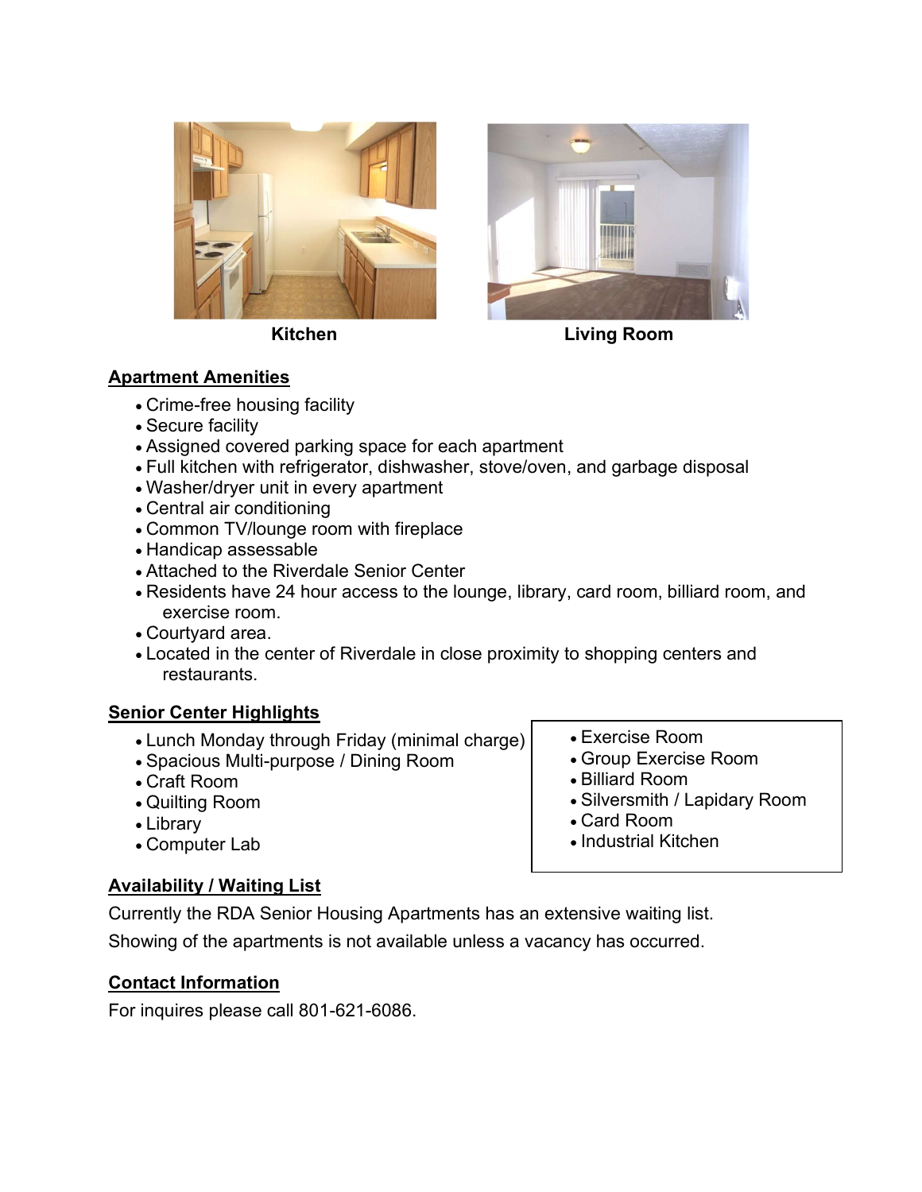Kitchen

Living Room

## Apartment Amenities

- Crime-free housing facility
- Secure facility
- Assigned covered parking space for each apartment
- Full kitchen with refrigerator, dishwasher, stove/oven, and garbage disposal
- Washer/dryer unit in every apartment
- Central air conditioning
- Common TV/lounge room with fireplace
- Handicap assessable
- Attached to the Riverdale Senior Center
- Residents have 24 hour access to the lounge, library, card room, billiard room, and exercise room.
- Courtyard area.
- Located in the center of Riverdale in close proximity to shopping centers and restaurants.

## Senior Center Highlights

- Lunch Monday through Friday (minimal charge)
- Spacious Multi-purpose / Dining Room
- Craft Room
- Quilting Room
- Library
- Computer Lab
- Exercise Room
- Group Exercise Room
- Billiard Room
- Silversmith / Lapidary Room
- Card Room
- Industrial Kitchen

## Availability / Waiting List

Currently the RDA Senior Housing Apartments has an extensive waiting list.

Showing of the apartments is not available unless a vacancy has occurred.

## Contact Information

For inquires please call 801-621-6086.